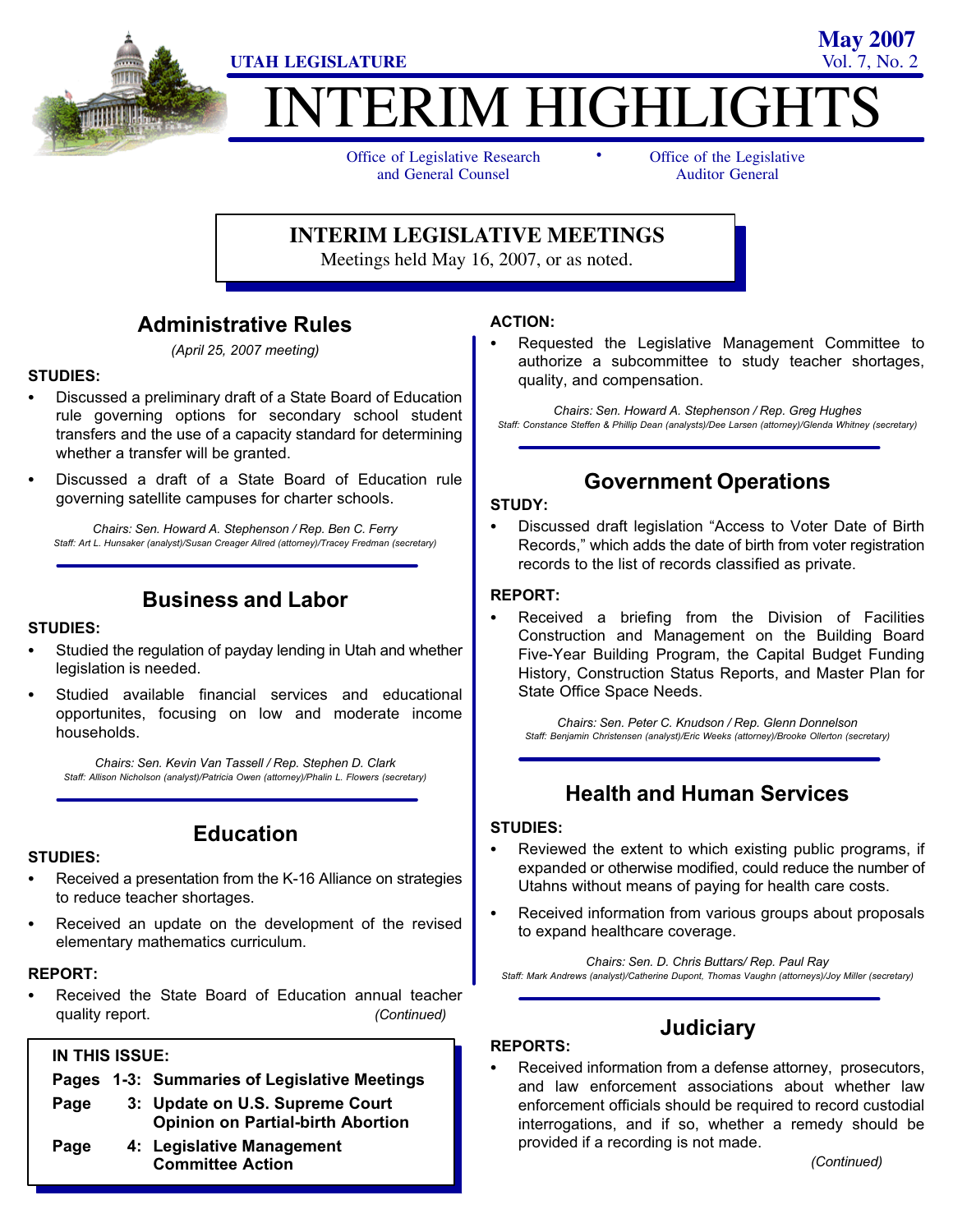UTAH LEGISLATURE

**May 2007**
Vol. 7, No. 2

# INTERIM HIGHLIGHTS

Office of Legislative Research and General Counsel • Office of the Legislative Auditor General

## INTERIM LEGISLATIVE MEETINGS

Meetings held May 16, 2007, or as noted.

## Administrative Rules

*(April 25, 2007 meeting)*

**STUDIES:**

- Discussed a preliminary draft of a State Board of Education rule governing options for secondary school student transfers and the use of a capacity standard for determining whether a transfer will be granted.
- Discussed a draft of a State Board of Education rule governing satellite campuses for charter schools.

*Chairs: Sen. Howard A. Stephenson / Rep. Ben C. Ferry*
*Staff: Art L. Hunsaker (analyst)/Susan Creager Allred (attorney)/Tracey Fredman (secretary)*

## Business and Labor

**STUDIES:**

- Studied the regulation of payday lending in Utah and whether legislation is needed.
- Studied available financial services and educational opportunites, focusing on low and moderate income households.

*Chairs: Sen. Kevin Van Tassell / Rep. Stephen D. Clark*
*Staff: Allison Nicholson (analyst)/Patricia Owen (attorney)/Phalin L. Flowers (secretary)*

## Education

**STUDIES:**

- Received a presentation from the K-16 Alliance on strategies to reduce teacher shortages.
- Received an update on the development of the revised elementary mathematics curriculum.

**REPORT:**

- Received the State Board of Education annual teacher quality report.

**ACTION:**

- Requested the Legislative Management Committee to authorize a subcommittee to study teacher shortages, quality, and compensation.

*Chairs: Sen. Howard A. Stephenson / Rep. Greg Hughes*
*Staff: Constance Steffen & Phillip Dean (analysts)/Dee Larsen (attorney)/Glenda Whitney (secretary)*

## Government Operations

**STUDY:**

- Discussed draft legislation "Access to Voter Date of Birth Records," which adds the date of birth from voter registration records to the list of records classified as private.

**REPORT:**

- Received a briefing from the Division of Facilities Construction and Management on the Building Board Five-Year Building Program, the Capital Budget Funding History, Construction Status Reports, and Master Plan for State Office Space Needs.

*Chairs: Sen. Peter C. Knudson / Rep. Glenn Donnelson*
*Staff: Benjamin Christensen (analyst)/Eric Weeks (attorney)/Brooke Ollerton (secretary)*

## Health and Human Services

**STUDIES:**

- Reviewed the extent to which existing public programs, if expanded or otherwise modified, could reduce the number of Utahns without means of paying for health care costs.
- Received information from various groups about proposals to expand healthcare coverage.

*Chairs: Sen. D. Chris Buttars/ Rep. Paul Ray*
*Staff: Mark Andrews (analyst)/Catherine Dupont, Thomas Vaughn (attorneys)/Joy Miller (secretary)*

## Judiciary

**REPORTS:**

- Received information from a defense attorney, prosecutors, and law enforcement associations about whether law enforcement officials should be required to record custodial interrogations, and if so, whether a remedy should be provided if a recording is not made.

*(Continued)*

**IN THIS ISSUE:**

| | |
|---|---|
| Pages 1-3: | Summaries of Legislative Meetings |
| Page 3: | Update on U.S. Supreme Court Opinion on Partial-birth Abortion |
| Page 4: | Legislative Management Committee Action |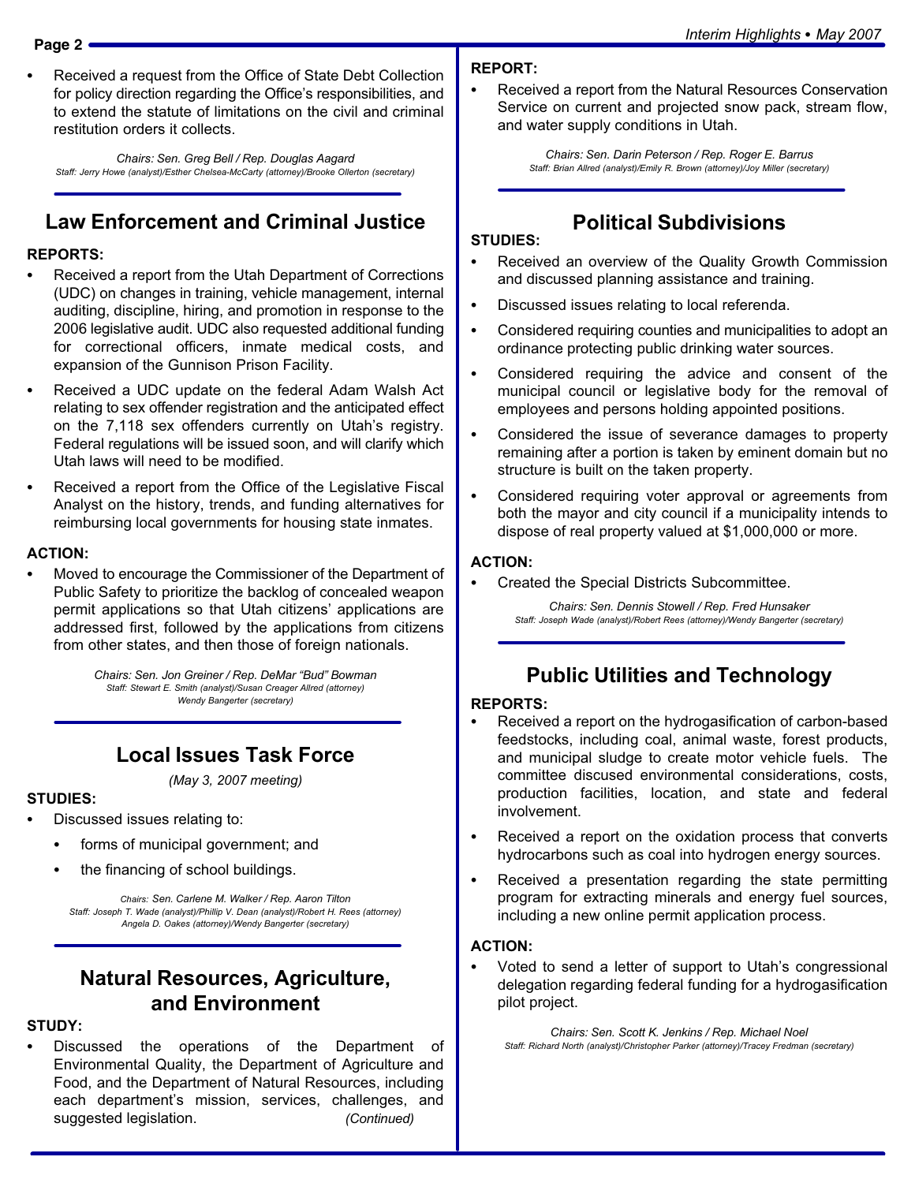- Received a request from the Office of State Debt Collection for policy direction regarding the Office's responsibilities, and to extend the statute of limitations on the civil and criminal restitution orders it collects.

*Chairs: Sen. Greg Bell / Rep. Douglas Aagard*
*Staff: Jerry Howe (analyst)/Esther Chelsea-McCarty (attorney)/Brooke Ollerton (secretary)*

## Law Enforcement and Criminal Justice

**REPORTS:**

- Received a report from the Utah Department of Corrections (UDC) on changes in training, vehicle management, internal auditing, discipline, hiring, and promotion in response to the 2006 legislative audit. UDC also requested additional funding for correctional officers, inmate medical costs, and expansion of the Gunnison Prison Facility.
- Received a UDC update on the federal Adam Walsh Act relating to sex offender registration and the anticipated effect on the 7,118 sex offenders currently on Utah's registry. Federal regulations will be issued soon, and will clarify which Utah laws will need to be modified.
- Received a report from the Office of the Legislative Fiscal Analyst on the history, trends, and funding alternatives for reimbursing local governments for housing state inmates.

**ACTION:**

- Moved to encourage the Commissioner of the Department of Public Safety to prioritize the backlog of concealed weapon permit applications so that Utah citizens' applications are addressed first, followed by the applications from citizens from other states, and then those of foreign nationals.

*Chairs: Sen. Jon Greiner / Rep. DeMar "Bud" Bowman*
*Staff: Stewart E. Smith (analyst)/Susan Creager Allred (attorney)*
*Wendy Bangerter (secretary)*

## Local Issues Task Force

*(May 3, 2007 meeting)*

**STUDIES:**

- Discussed issues relating to:
  - forms of municipal government; and
  - the financing of school buildings.

*Chairs: Sen. Carlene M. Walker / Rep. Aaron Tilton*
*Staff: Joseph T. Wade (analyst)/Phillip V. Dean (analyst)/Robert H. Rees (attorney)*
*Angela D. Oakes (attorney)/Wendy Bangerter (secretary)*

## Natural Resources, Agriculture, and Environment

**STUDY:**

- Discussed the operations of the Department of Environmental Quality, the Department of Agriculture and Food, and the Department of Natural Resources, including each department's mission, services, challenges, and suggested legislation. *(Continued)*

**REPORT:**

- Received a report from the Natural Resources Conservation Service on current and projected snow pack, stream flow, and water supply conditions in Utah.

*Chairs: Sen. Darin Peterson / Rep. Roger E. Barrus*
*Staff: Brian Allred (analyst)/Emily R. Brown (attorney)/Joy Miller (secretary)*

## Political Subdivisions

**STUDIES:**

- Received an overview of the Quality Growth Commission and discussed planning assistance and training.
- Discussed issues relating to local referenda.
- Considered requiring counties and municipalities to adopt an ordinance protecting public drinking water sources.
- Considered requiring the advice and consent of the municipal council or legislative body for the removal of employees and persons holding appointed positions.
- Considered the issue of severance damages to property remaining after a portion is taken by eminent domain but no structure is built on the taken property.
- Considered requiring voter approval or agreements from both the mayor and city council if a municipality intends to dispose of real property valued at $1,000,000 or more.

**ACTION:**

- Created the Special Districts Subcommittee.

*Chairs: Sen. Dennis Stowell / Rep. Fred Hunsaker*
*Staff: Joseph Wade (analyst)/Robert Rees (attorney)/Wendy Bangerter (secretary)*

## Public Utilities and Technology

**REPORTS:**

- Received a report on the hydrogasification of carbon-based feedstocks, including coal, animal waste, forest products, and municipal sludge to create motor vehicle fuels. The committee discused environmental considerations, costs, production facilities, location, and state and federal involvement.
- Received a report on the oxidation process that converts hydrocarbons such as coal into hydrogen energy sources.
- Received a presentation regarding the state permitting program for extracting minerals and energy fuel sources, including a new online permit application process.

**ACTION:**

- Voted to send a letter of support to Utah's congressional delegation regarding federal funding for a hydrogasification pilot project.

*Chairs: Sen. Scott K. Jenkins / Rep. Michael Noel*
*Staff: Richard North (analyst)/Christopher Parker (attorney)/Tracey Fredman (secretary)*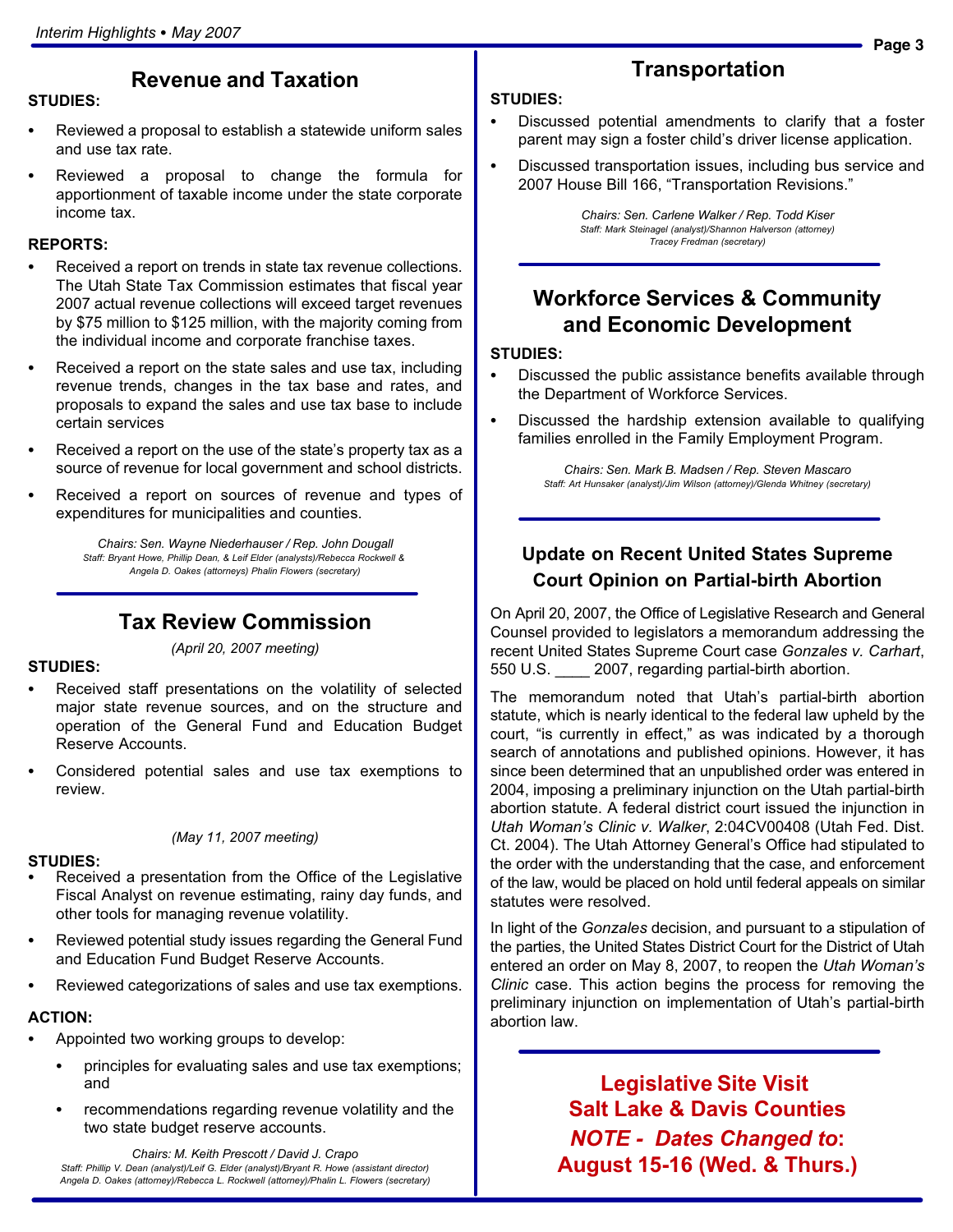## Revenue and Taxation

**STUDIES:**

- Reviewed a proposal to establish a statewide uniform sales and use tax rate.
- Reviewed a proposal to change the formula for apportionment of taxable income under the state corporate income tax.

**REPORTS:**

- Received a report on trends in state tax revenue collections. The Utah State Tax Commission estimates that fiscal year 2007 actual revenue collections will exceed target revenues by $75 million to $125 million, with the majority coming from the individual income and corporate franchise taxes.
- Received a report on the state sales and use tax, including revenue trends, changes in the tax base and rates, and proposals to expand the sales and use tax base to include certain services
- Received a report on the use of the state's property tax as a source of revenue for local government and school districts.
- Received a report on sources of revenue and types of expenditures for municipalities and counties.

*Chairs: Sen. Wayne Niederhauser / Rep. John Dougall*
*Staff: Bryant Howe, Phillip Dean, & Leif Elder (analysts)/Rebecca Rockwell & Angela D. Oakes (attorneys) Phalin Flowers (secretary)*

## Tax Review Commission

*(April 20, 2007 meeting)*

**STUDIES:**

- Received staff presentations on the volatility of selected major state revenue sources, and on the structure and operation of the General Fund and Education Budget Reserve Accounts.
- Considered potential sales and use tax exemptions to review.

*(May 11, 2007 meeting)*

**STUDIES:**

- Received a presentation from the Office of the Legislative Fiscal Analyst on revenue estimating, rainy day funds, and other tools for managing revenue volatility.
- Reviewed potential study issues regarding the General Fund and Education Fund Budget Reserve Accounts.
- Reviewed categorizations of sales and use tax exemptions.

**ACTION:**

- Appointed two working groups to develop:
  - principles for evaluating sales and use tax exemptions; and
  - recommendations regarding revenue volatility and the two state budget reserve accounts.

*Chairs: M. Keith Prescott / David J. Crapo*
*Staff: Phillip V. Dean (analyst)/Leif G. Elder (analyst)/Bryant R. Howe (assistant director) Angela D. Oakes (attorney)/Rebecca L. Rockwell (attorney)/Phalin L. Flowers (secretary)*

## Transportation

**STUDIES:**

- Discussed potential amendments to clarify that a foster parent may sign a foster child's driver license application.
- Discussed transportation issues, including bus service and 2007 House Bill 166, "Transportation Revisions."

*Chairs: Sen. Carlene Walker / Rep. Todd Kiser*
*Staff: Mark Steinagel (analyst)/Shannon Halverson (attorney) Tracey Fredman (secretary)*

## Workforce Services & Community and Economic Development

**STUDIES:**

- Discussed the public assistance benefits available through the Department of Workforce Services.
- Discussed the hardship extension available to qualifying families enrolled in the Family Employment Program.

*Chairs: Sen. Mark B. Madsen / Rep. Steven Mascaro*
*Staff: Art Hunsaker (analyst)/Jim Wilson (attorney)/Glenda Whitney (secretary)*

## Update on Recent United States Supreme Court Opinion on Partial-birth Abortion

On April 20, 2007, the Office of Legislative Research and General Counsel provided to legislators a memorandum addressing the recent United States Supreme Court case *Gonzales v. Carhart*, 550 U.S. ____ 2007, regarding partial-birth abortion.

The memorandum noted that Utah's partial-birth abortion statute, which is nearly identical to the federal law upheld by the court, "is currently in effect," as was indicated by a thorough search of annotations and published opinions. However, it has since been determined that an unpublished order was entered in 2004, imposing a preliminary injunction on the Utah partial-birth abortion statute. A federal district court issued the injunction in *Utah Woman's Clinic v. Walker*, 2:04CV00408 (Utah Fed. Dist. Ct. 2004). The Utah Attorney General's Office had stipulated to the order with the understanding that the case, and enforcement of the law, would be placed on hold until federal appeals on similar statutes were resolved.

In light of the *Gonzales* decision, and pursuant to a stipulation of the parties, the United States District Court for the District of Utah entered an order on May 8, 2007, to reopen the *Utah Woman's Clinic* case. This action begins the process for removing the preliminary injunction on implementation of Utah's partial-birth abortion law.

**Legislative Site Visit**
**Salt Lake & Davis Counties**
***NOTE - Dates Changed to*:**
**August 15-16 (Wed. & Thurs.)**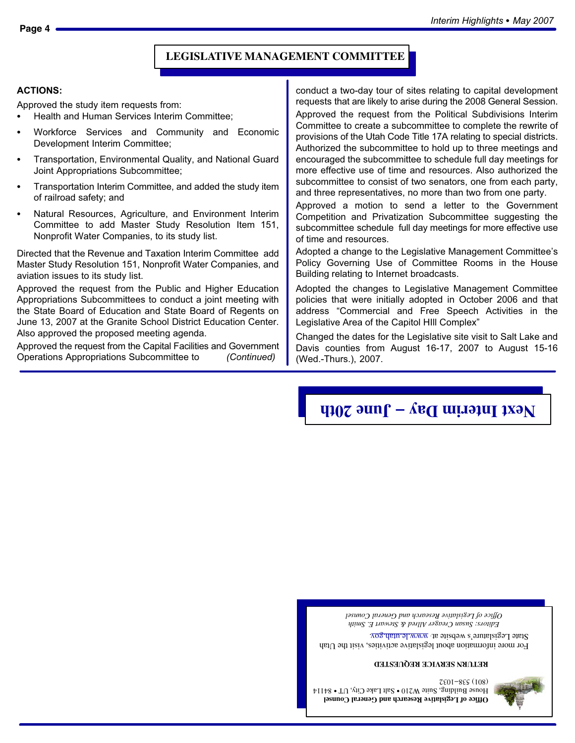## LEGISLATIVE MANAGEMENT COMMITTEE

**ACTIONS:**

Approved the study item requests from:

- Health and Human Services Interim Committee;
- Workforce Services and Community and Economic Development Interim Committee;
- Transportation, Environmental Quality, and National Guard Joint Appropriations Subcommittee;
- Transportation Interim Committee, and added the study item of railroad safety; and
- Natural Resources, Agriculture, and Environment Interim Committee to add Master Study Resolution Item 151, Nonprofit Water Companies, to its study list.

Directed that the Revenue and Taxation Interim Committee add Master Study Resolution 151, Nonprofit Water Companies, and aviation issues to its study list.

Approved the request from the Public and Higher Education Appropriations Subcommittees to conduct a joint meeting with the State Board of Education and State Board of Regents on June 13, 2007 at the Granite School District Education Center. Also approved the proposed meeting agenda.

Approved the request from the Capital Facilities and Government Operations Appropriations Subcommittee to conduct a two-day tour of sites relating to capital development requests that are likely to arise during the 2008 General Session.

Approved the request from the Political Subdivisions Interim Committee to create a subcommittee to complete the rewrite of provisions of the Utah Code Title 17A relating to special districts. Authorized the subcommittee to hold up to three meetings and encouraged the subcommittee to schedule full day meetings for more effective use of time and resources. Also authorized the subcommittee to consist of two senators, one from each party, and three representatives, no more than two from one party.

Approved a motion to send a letter to the Government Competition and Privatization Subcommittee suggesting the subcommittee schedule full day meetings for more effective use of time and resources.

Adopted a change to the Legislative Management Committee's Policy Governing Use of Committee Rooms in the House Building relating to Internet broadcasts.

Adopted the changes to Legislative Management Committee policies that were initially adopted in October 2006 and that address "Commercial and Free Speech Activities in the Legislative Area of the Capitol HIll Complex"

Changed the dates for the Legislative site visit to Salt Lake and Davis counties from August 16-17, 2007 to August 15-16 (Wed.-Thurs.), 2007.

**Next Interim Day – June 20th**

**Office of Legislative Research and General Counsel**
House Building, Suite W210 • Salt Lake City, UT • 84114
(801) 538-1032

**RETURN SERVICE REQUESTED**

For more information about legislative activities, visit the Utah State Legislature's website at: www.le.utah.gov.

*Editors: Susan Creager Allred & Stewart E. Smith*
*Office of Legislative Research and General Counsel*